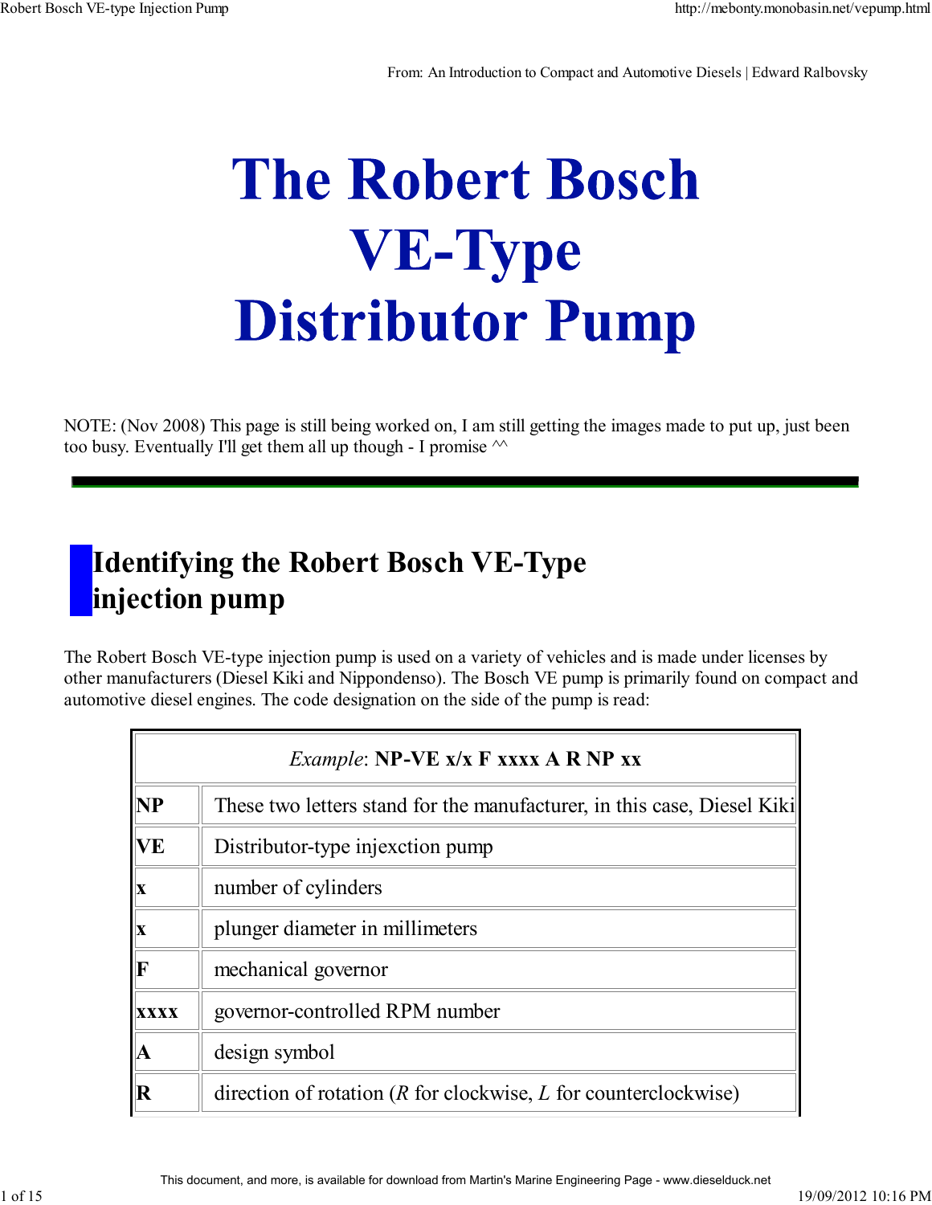From: An Introduction to Compact and Automotive Diesels | Edward Ralbovsky

# The Robert Bosch VE-Type Distributor Pump

NOTE: (Nov 2008) This page is still being worked on, I am still getting the images made to put up, just been too busy. Eventually I'll get them all up though - I promise ^^

## Identifying the Robert Bosch VE-Type injection pump

The Robert Bosch VE-type injection pump is used on a variety of vehicles and is made under licenses by other manufacturers (Diesel Kiki and Nippondenso). The Bosch VE pump is primarily found on compact and automotive diesel engines. The code designation on the side of the pump is read:

| *Example*: **NP-VE x/x F xxxx A R NP xx** | |
|---|---|
| **NP** | These two letters stand for the manufacturer, in this case, Diesel Kiki |
| **VE** | Distributor-type injexction pump |
| **x** | number of cylinders |
| **x** | plunger diameter in millimeters |
| **F** | mechanical governor |
| **xxxx** | governor-controlled RPM number |
| **A** | design symbol |
| **R** | direction of rotation (*R* for clockwise, *L* for counterclockwise) |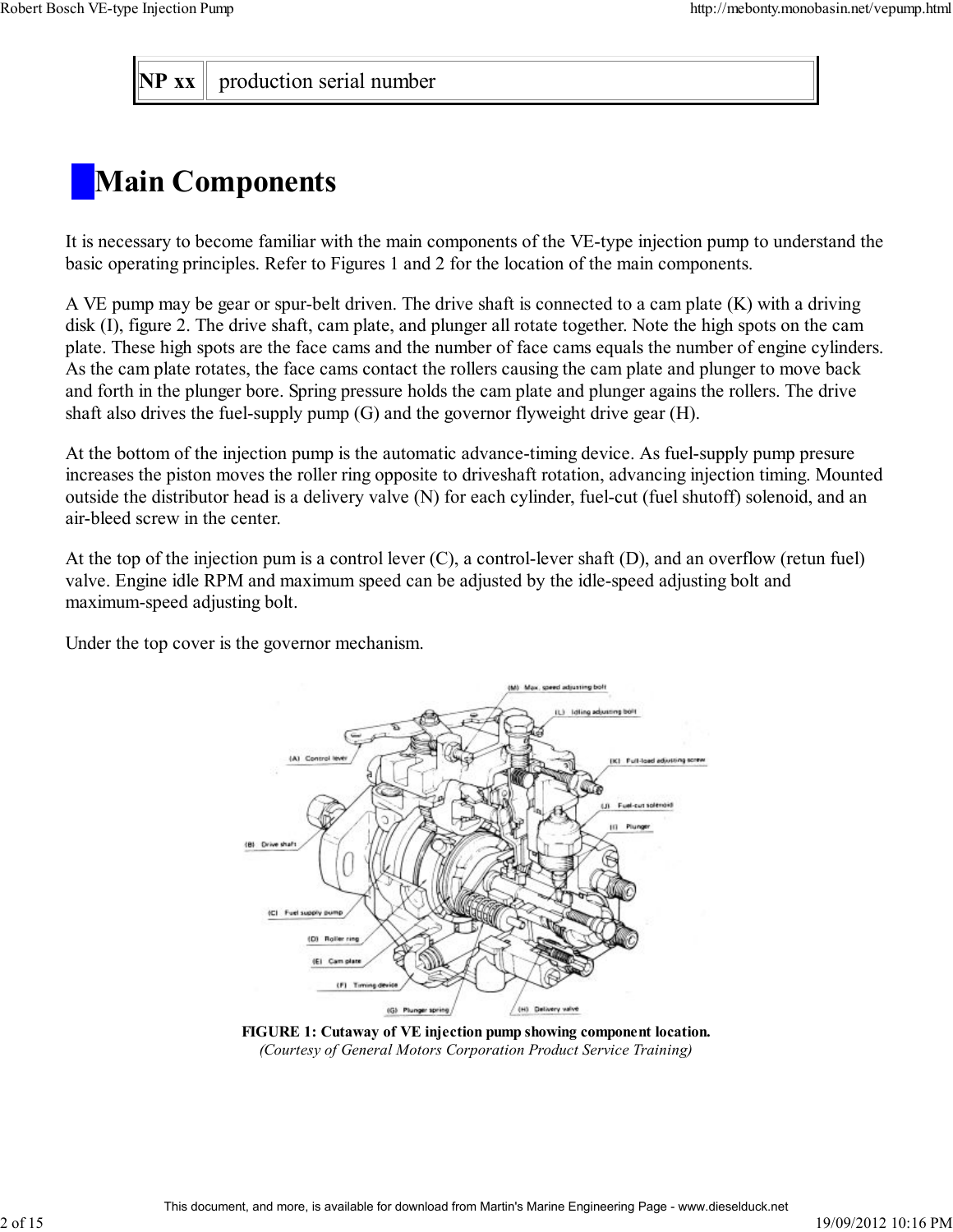| NP xx | production serial number |
|---|---|

## Main Components

It is necessary to become familiar with the main components of the VE-type injection pump to understand the basic operating principles. Refer to Figures 1 and 2 for the location of the main components.

A VE pump may be gear or spur-belt driven. The drive shaft is connected to a cam plate (K) with a driving disk (I), figure 2. The drive shaft, cam plate, and plunger all rotate together. Note the high spots on the cam plate. These high spots are the face cams and the number of face cams equals the number of engine cylinders. As the cam plate rotates, the face cams contact the rollers causing the cam plate and plunger to move back and forth in the plunger bore. Spring pressure holds the cam plate and plunger agains the rollers. The drive shaft also drives the fuel-supply pump (G) and the governor flyweight drive gear (H).

At the bottom of the injection pump is the automatic advance-timing device. As fuel-supply pump presure increases the piston moves the roller ring opposite to driveshaft rotation, advancing injection timing. Mounted outside the distributor head is a delivery valve (N) for each cylinder, fuel-cut (fuel shutoff) solenoid, and an air-bleed screw in the center.

At the top of the injection pum is a control lever (C), a control-lever shaft (D), and an overflow (retun fuel) valve. Engine idle RPM and maximum speed can be adjusted by the idle-speed adjusting bolt and maximum-speed adjusting bolt.

Under the top cover is the governor mechanism.

**FIGURE 1: Cutaway of VE injection pump showing component location.**
*(Courtesy of General Motors Corporation Product Service Training)*

This document, and more, is available for download from Martin's Marine Engineering Page - www.dieselduck.net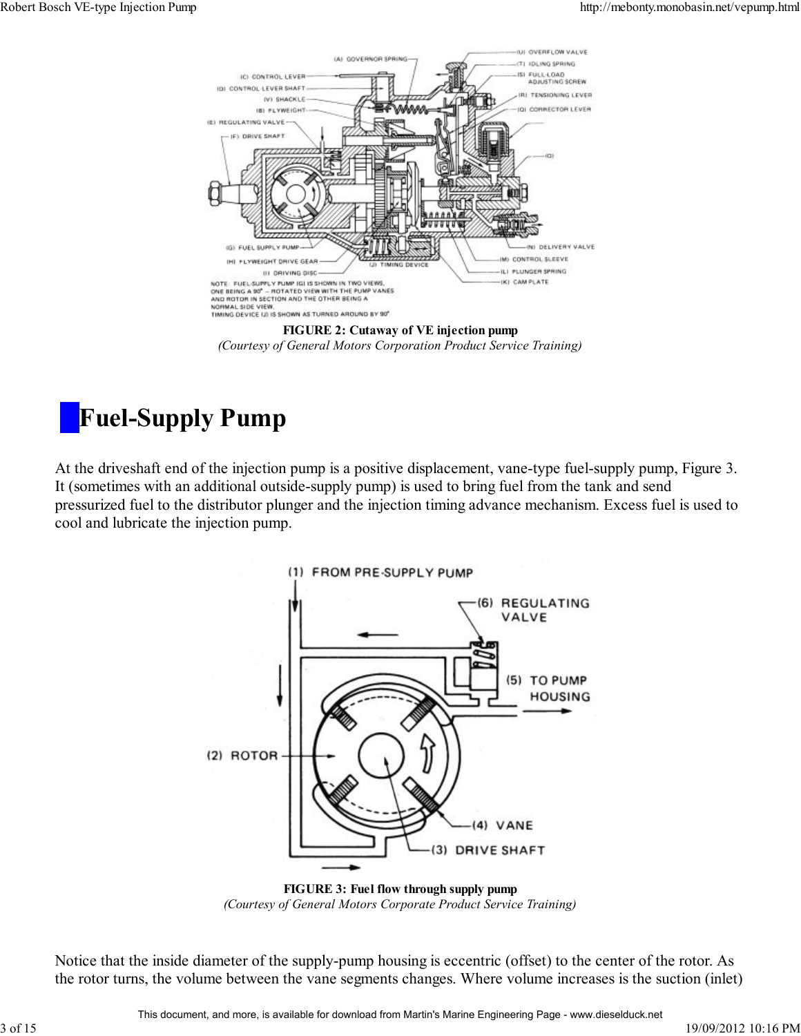FIGURE 2: Cutaway of VE injection pump

*(Courtesy of General Motors Corporation Product Service Training)*

# Fuel-Supply Pump

At the driveshaft end of the injection pump is a positive displacement, vane-type fuel-supply pump, Figure 3. It (sometimes with an additional outside-supply pump) is used to bring fuel from the tank and send pressurized fuel to the distributor plunger and the injection timing advance mechanism. Excess fuel is used to cool and lubricate the injection pump.

FIGURE 3: Fuel flow through supply pump

*(Courtesy of General Motors Corporate Product Service Training)*

Notice that the inside diameter of the supply-pump housing is eccentric (offset) to the center of the rotor. As the rotor turns, the volume between the vane segments changes. Where volume increases is the suction (inlet)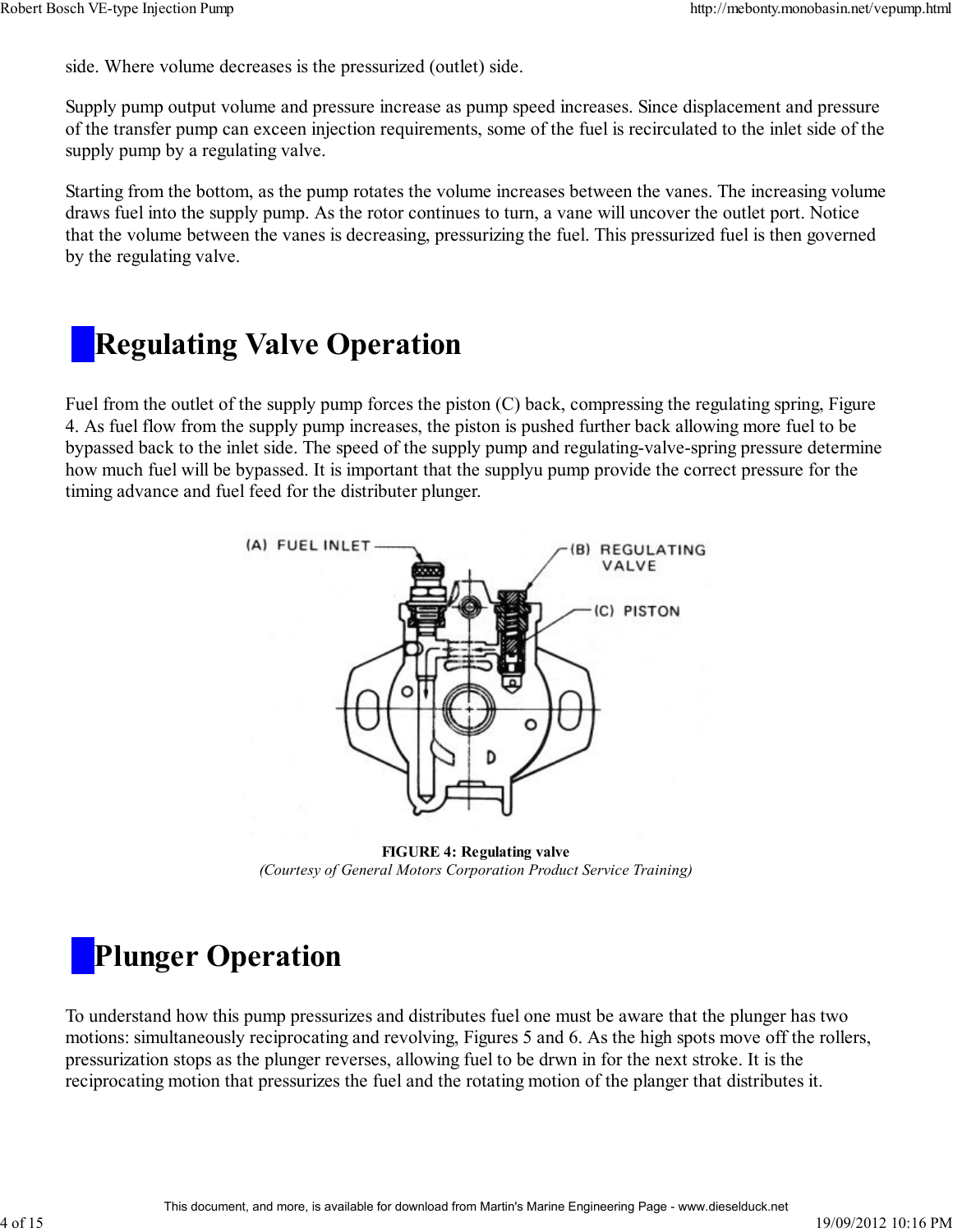side. Where volume decreases is the pressurized (outlet) side.

Supply pump output volume and pressure increase as pump speed increases. Since displacement and pressure of the transfer pump can exceen injection requirements, some of the fuel is recirculated to the inlet side of the supply pump by a regulating valve.

Starting from the bottom, as the pump rotates the volume increases between the vanes. The increasing volume draws fuel into the supply pump. As the rotor continues to turn, a vane will uncover the outlet port. Notice that the volume between the vanes is decreasing, pressurizing the fuel. This pressurized fuel is then governed by the regulating valve.

## Regulating Valve Operation

Fuel from the outlet of the supply pump forces the piston (C) back, compressing the regulating spring, Figure 4. As fuel flow from the supply pump increases, the piston is pushed further back allowing more fuel to be bypassed back to the inlet side. The speed of the supply pump and regulating-valve-spring pressure determine how much fuel will be bypassed. It is important that the supplyu pump provide the correct pressure for the timing advance and fuel feed for the distributer plunger.

(A) FUEL INLET

(B) REGULATING VALVE

(C) PISTON

**FIGURE 4: Regulating valve**
*(Courtesy of General Motors Corporation Product Service Training)*

## Plunger Operation

To understand how this pump pressurizes and distributes fuel one must be aware that the plunger has two motions: simultaneously reciprocating and revolving, Figures 5 and 6. As the high spots move off the rollers, pressurization stops as the plunger reverses, allowing fuel to be drwn in for the next stroke. It is the reciprocating motion that pressurizes the fuel and the rotating motion of the planger that distributes it.

This document, and more, is available for download from Martin's Marine Engineering Page - www.dieselduck.net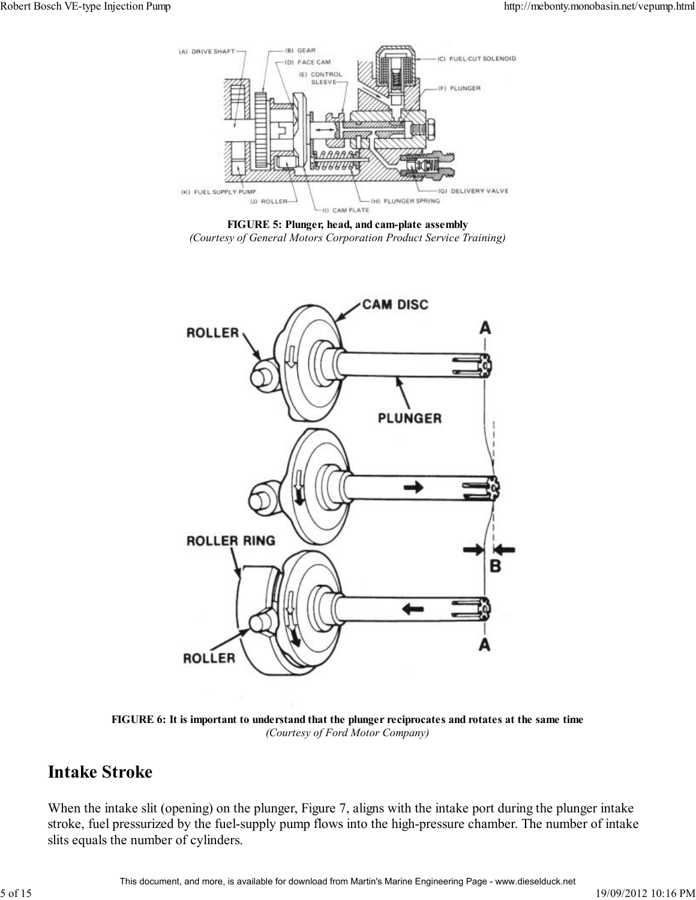**FIGURE 5: Plunger, head, and cam-plate assembly**
*(Courtesy of General Motors Corporation Product Service Training)*

**FIGURE 6: It is important to understand that the plunger reciprocates and rotates at the same time**
*(Courtesy of Ford Motor Company)*

## Intake Stroke

When the intake slit (opening) on the plunger, Figure 7, aligns with the intake port during the plunger intake stroke, fuel pressurized by the fuel-supply pump flows into the high-pressure chamber. The number of intake slits equals the number of cylinders.

This document, and more, is available for download from Martin's Marine Engineering Page - www.dieselduck.net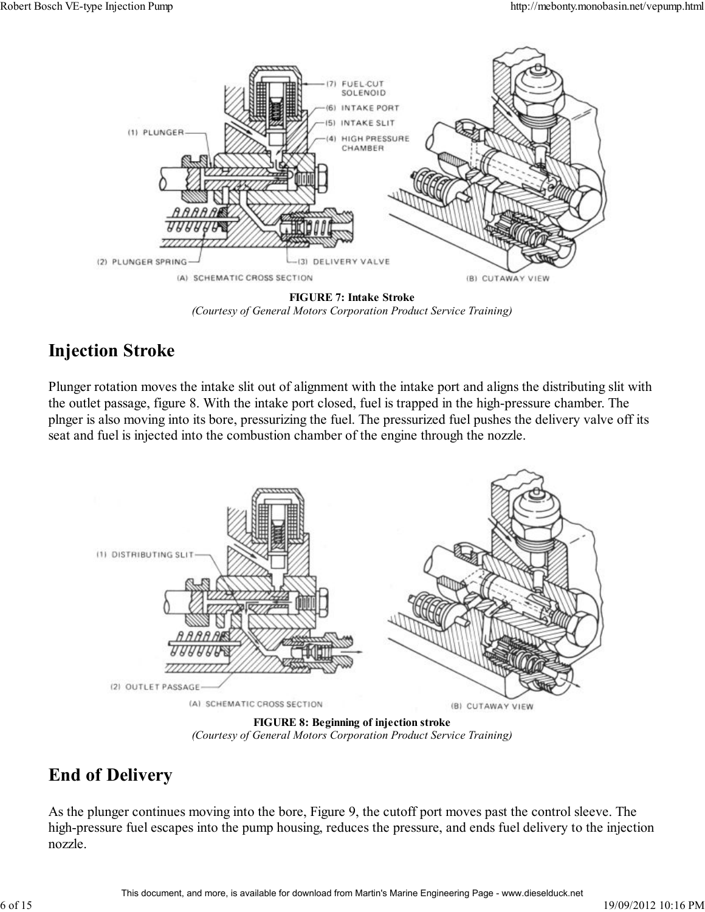**FIGURE 7: Intake Stroke**
*(Courtesy of General Motors Corporation Product Service Training)*

## Injection Stroke

Plunger rotation moves the intake slit out of alignment with the intake port and aligns the distributing slit with the outlet passage, figure 8. With the intake port closed, fuel is trapped in the high-pressure chamber. The plnger is also moving into its bore, pressurizing the fuel. The pressurized fuel pushes the delivery valve off its seat and fuel is injected into the combustion chamber of the engine through the nozzle.

**FIGURE 8: Beginning of injection stroke**
*(Courtesy of General Motors Corporation Product Service Training)*

## End of Delivery

As the plunger continues moving into the bore, Figure 9, the cutoff port moves past the control sleeve. The high-pressure fuel escapes into the pump housing, reduces the pressure, and ends fuel delivery to the injection nozzle.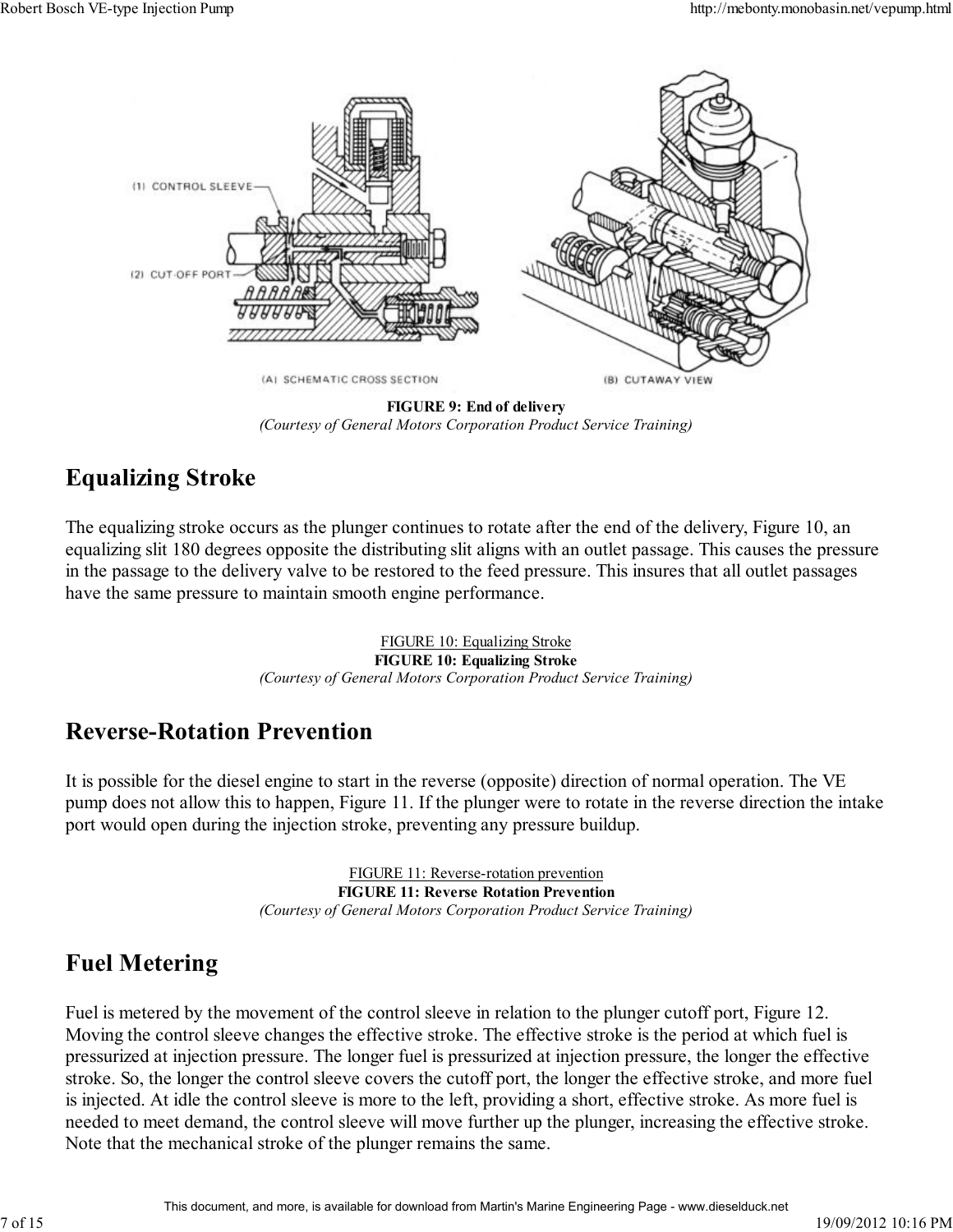FIGURE 9: End of delivery
*(Courtesy of General Motors Corporation Product Service Training)*

## Equalizing Stroke

The equalizing stroke occurs as the plunger continues to rotate after the end of the delivery, Figure 10, an equalizing slit 180 degrees opposite the distributing slit aligns with an outlet passage. This causes the pressure in the passage to the delivery valve to be restored to the feed pressure. This insures that all outlet passages have the same pressure to maintain smooth engine performance.

FIGURE 10: Equalizing Stroke
**FIGURE 10: Equalizing Stroke**
*(Courtesy of General Motors Corporation Product Service Training)*

## Reverse-Rotation Prevention

It is possible for the diesel engine to start in the reverse (opposite) direction of normal operation. The VE pump does not allow this to happen, Figure 11. If the plunger were to rotate in the reverse direction the intake port would open during the injection stroke, preventing any pressure buildup.

FIGURE 11: Reverse-rotation prevention
**FIGURE 11: Reverse Rotation Prevention**
*(Courtesy of General Motors Corporation Product Service Training)*

## Fuel Metering

Fuel is metered by the movement of the control sleeve in relation to the plunger cutoff port, Figure 12. Moving the control sleeve changes the effective stroke. The effective stroke is the period at which fuel is pressurized at injection pressure. The longer fuel is pressurized at injection pressure, the longer the effective stroke. So, the longer the control sleeve covers the cutoff port, the longer the effective stroke, and more fuel is injected. At idle the control sleeve is more to the left, providing a short, effective stroke. As more fuel is needed to meet demand, the control sleeve will move further up the plunger, increasing the effective stroke. Note that the mechanical stroke of the plunger remains the same.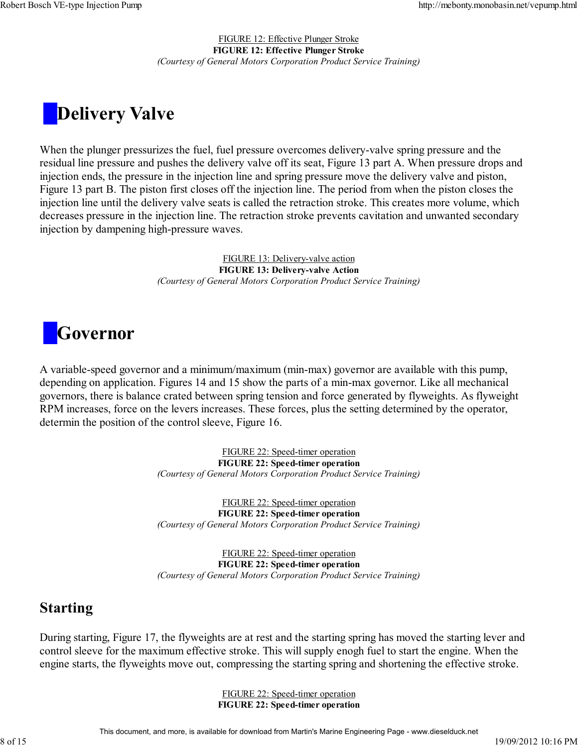FIGURE 12: Effective Plunger Stroke
**FIGURE 12: Effective Plunger Stroke**
*(Courtesy of General Motors Corporation Product Service Training)*

# Delivery Valve

When the plunger pressurizes the fuel, fuel pressure overcomes delivery-valve spring pressure and the residual line pressure and pushes the delivery valve off its seat, Figure 13 part A. When pressure drops and injection ends, the pressure in the injection line and spring pressure move the delivery valve and piston, Figure 13 part B. The piston first closes off the injection line. The period from when the piston closes the injection line until the delivery valve seats is called the retraction stroke. This creates more volume, which decreases pressure in the injection line. The retraction stroke prevents cavitation and unwanted secondary injection by dampening high-pressure waves.

FIGURE 13: Delivery-valve action
**FIGURE 13: Delivery-valve Action**
*(Courtesy of General Motors Corporation Product Service Training)*

# Governor

A variable-speed governor and a minimum/maximum (min-max) governor are available with this pump, depending on application. Figures 14 and 15 show the parts of a min-max governor. Like all mechanical governors, there is balance crated between spring tension and force generated by flyweights. As flyweight RPM increases, force on the levers increases. These forces, plus the setting determined by the operator, determin the position of the control sleeve, Figure 16.

FIGURE 22: Speed-timer operation
**FIGURE 22: Speed-timer operation**
*(Courtesy of General Motors Corporation Product Service Training)*

FIGURE 22: Speed-timer operation
**FIGURE 22: Speed-timer operation**
*(Courtesy of General Motors Corporation Product Service Training)*

FIGURE 22: Speed-timer operation
**FIGURE 22: Speed-timer operation**
*(Courtesy of General Motors Corporation Product Service Training)*

## Starting

During starting, Figure 17, the flyweights are at rest and the starting spring has moved the starting lever and control sleeve for the maximum effective stroke. This will supply enogh fuel to start the engine. When the engine starts, the flyweights move out, compressing the starting spring and shortening the effective stroke.

FIGURE 22: Speed-timer operation
**FIGURE 22: Speed-timer operation**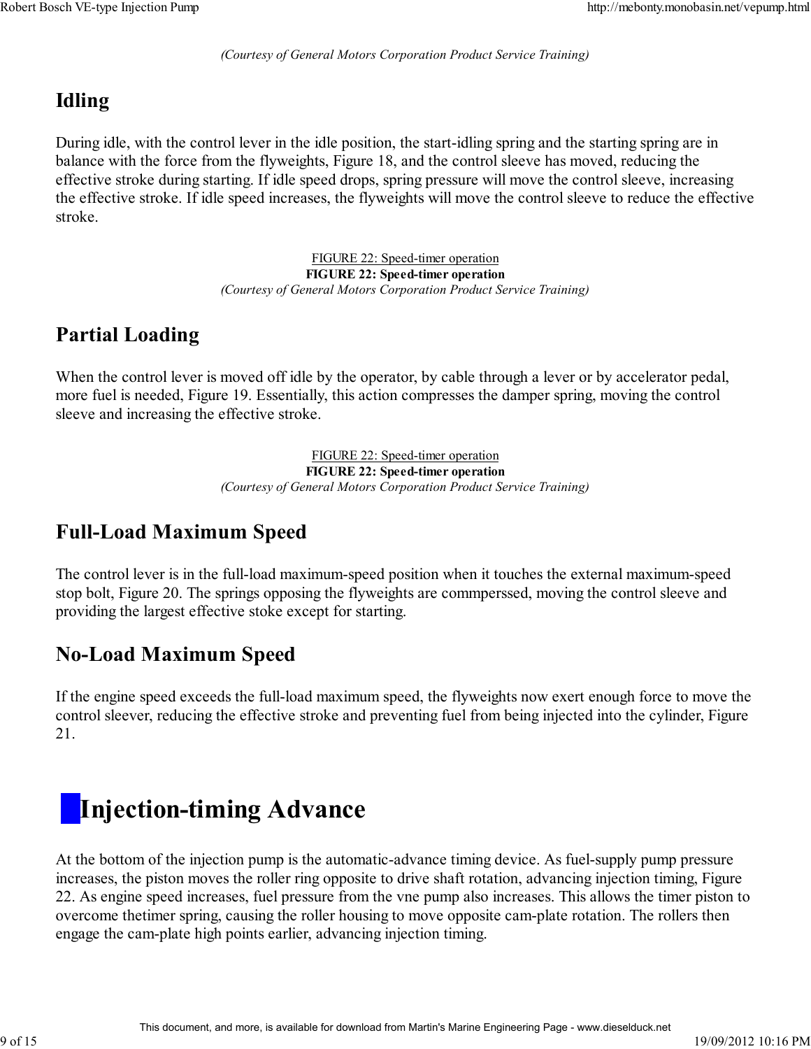*(Courtesy of General Motors Corporation Product Service Training)*

## Idling

During idle, with the control lever in the idle position, the start-idling spring and the starting spring are in balance with the force from the flyweights, Figure 18, and the control sleeve has moved, reducing the effective stroke during starting. If idle speed drops, spring pressure will move the control sleeve, increasing the effective stroke. If idle speed increases, the flyweights will move the control sleeve to reduce the effective stroke.

FIGURE 22: Speed-timer operation

**FIGURE 22: Speed-timer operation**

*(Courtesy of General Motors Corporation Product Service Training)*

## Partial Loading

When the control lever is moved off idle by the operator, by cable through a lever or by accelerator pedal, more fuel is needed, Figure 19. Essentially, this action compresses the damper spring, moving the control sleeve and increasing the effective stroke.

FIGURE 22: Speed-timer operation

**FIGURE 22: Speed-timer operation**

*(Courtesy of General Motors Corporation Product Service Training)*

## Full-Load Maximum Speed

The control lever is in the full-load maximum-speed position when it touches the external maximum-speed stop bolt, Figure 20. The springs opposing the flyweights are commperssed, moving the control sleeve and providing the largest effective stoke except for starting.

## No-Load Maximum Speed

If the engine speed exceeds the full-load maximum speed, the flyweights now exert enough force to move the control sleever, reducing the effective stroke and preventing fuel from being injected into the cylinder, Figure 21.

# Injection-timing Advance

At the bottom of the injection pump is the automatic-advance timing device. As fuel-supply pump pressure increases, the piston moves the roller ring opposite to drive shaft rotation, advancing injection timing, Figure 22. As engine speed increases, fuel pressure from the vne pump also increases. This allows the timer piston to overcome thetimer spring, causing the roller housing to move opposite cam-plate rotation. The rollers then engage the cam-plate high points earlier, advancing injection timing.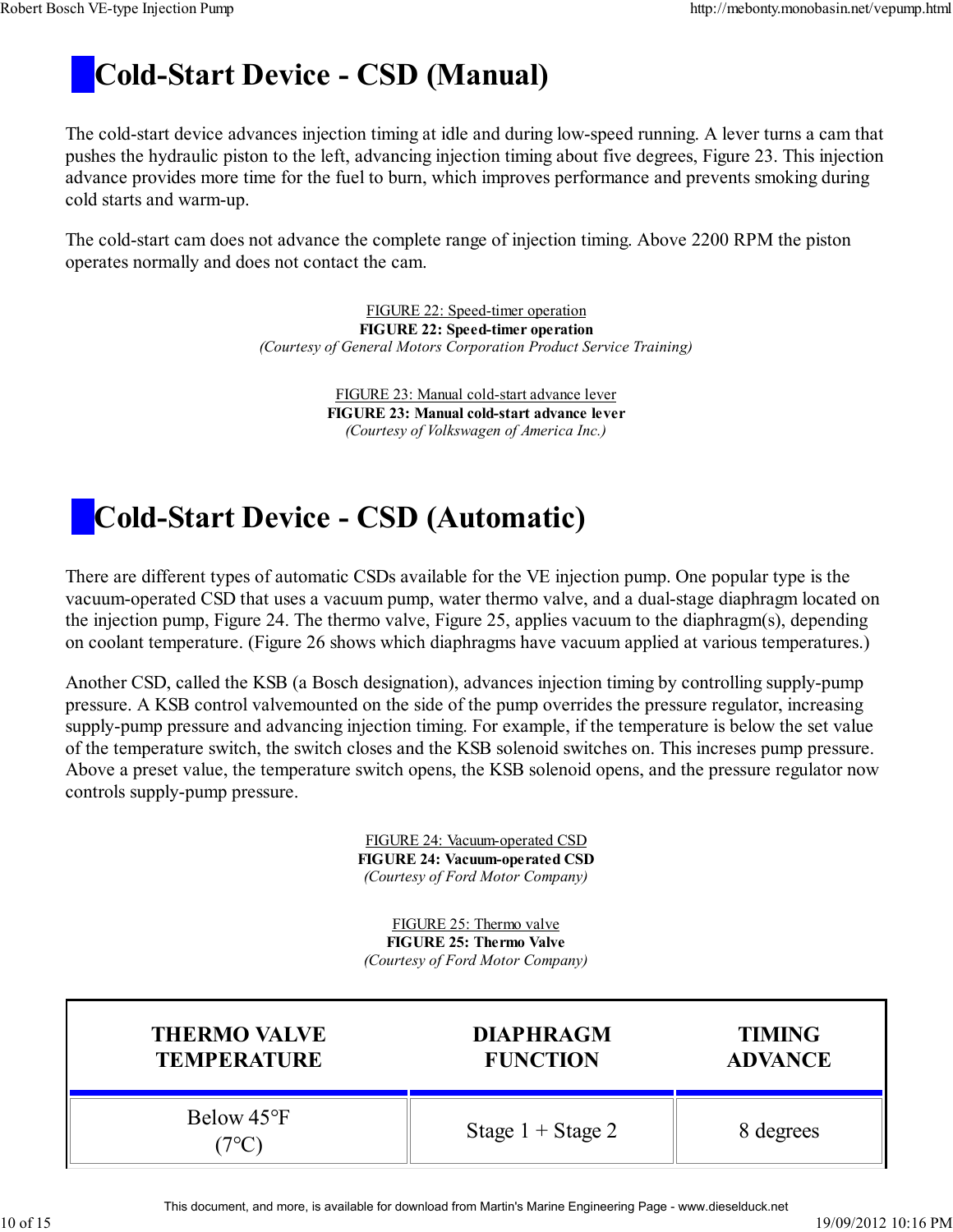# Cold-Start Device - CSD (Manual)

The cold-start device advances injection timing at idle and during low-speed running. A lever turns a cam that pushes the hydraulic piston to the left, advancing injection timing about five degrees, Figure 23. This injection advance provides more time for the fuel to burn, which improves performance and prevents smoking during cold starts and warm-up.

The cold-start cam does not advance the complete range of injection timing. Above 2200 RPM the piston operates normally and does not contact the cam.

FIGURE 22: Speed-timer operation
**FIGURE 22: Speed-timer operation**
*(Courtesy of General Motors Corporation Product Service Training)*

FIGURE 23: Manual cold-start advance lever
**FIGURE 23: Manual cold-start advance lever**
*(Courtesy of Volkswagen of America Inc.)*

# Cold-Start Device - CSD (Automatic)

There are different types of automatic CSDs available for the VE injection pump. One popular type is the vacuum-operated CSD that uses a vacuum pump, water thermo valve, and a dual-stage diaphragm located on the injection pump, Figure 24. The thermo valve, Figure 25, applies vacuum to the diaphragm(s), depending on coolant temperature. (Figure 26 shows which diaphragms have vacuum applied at various temperatures.)

Another CSD, called the KSB (a Bosch designation), advances injection timing by controlling supply-pump pressure. A KSB control valvemounted on the side of the pump overrides the pressure regulator, increasing supply-pump pressure and advancing injection timing. For example, if the temperature is below the set value of the temperature switch, the switch closes and the KSB solenoid switches on. This increses pump pressure. Above a preset value, the temperature switch opens, the KSB solenoid opens, and the pressure regulator now controls supply-pump pressure.

FIGURE 24: Vacuum-operated CSD
**FIGURE 24: Vacuum-operated CSD**
*(Courtesy of Ford Motor Company)*

FIGURE 25: Thermo valve
**FIGURE 25: Thermo Valve**
*(Courtesy of Ford Motor Company)*

| THERMO VALVE TEMPERATURE | DIAPHRAGM FUNCTION | TIMING ADVANCE |
|---|---|---|
| Below 45°F (7°C) | Stage 1 + Stage 2 | 8 degrees |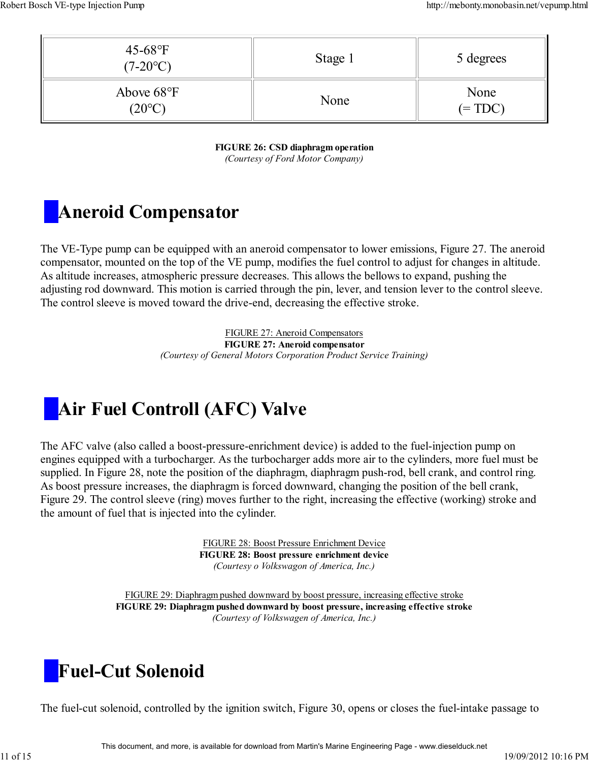| 45-68°F (7-20°C) | Stage 1 | 5 degrees |
| --- | --- | --- |
| Above 68°F (20°C) | None | None (= TDC) |

**FIGURE 26: CSD diaphragm operation**
*(Courtesy of Ford Motor Company)*

# Aneroid Compensator

The VE-Type pump can be equipped with an aneroid compensator to lower emissions, Figure 27. The aneroid compensator, mounted on the top of the VE pump, modifies the fuel control to adjust for changes in altitude. As altitude increases, atmospheric pressure decreases. This allows the bellows to expand, pushing the adjusting rod downward. This motion is carried through the pin, lever, and tension lever to the control sleeve. The control sleeve is moved toward the drive-end, decreasing the effective stroke.

FIGURE 27: Aneroid Compensators
**FIGURE 27: Aneroid compensator**
*(Courtesy of General Motors Corporation Product Service Training)*

# Air Fuel Controll (AFC) Valve

The AFC valve (also called a boost-pressure-enrichment device) is added to the fuel-injection pump on engines equipped with a turbocharger. As the turbocharger adds more air to the cylinders, more fuel must be supplied. In Figure 28, note the position of the diaphragm, diaphragm push-rod, bell crank, and control ring. As boost pressure increases, the diaphragm is forced downward, changing the position of the bell crank, Figure 29. The control sleeve (ring) moves further to the right, increasing the effective (working) stroke and the amount of fuel that is injected into the cylinder.

FIGURE 28: Boost Pressure Enrichment Device
**FIGURE 28: Boost pressure enrichment device**
*(Courtesy o Volkswagon of America, Inc.)*

FIGURE 29: Diaphragm pushed downward by boost pressure, increasing effective stroke
**FIGURE 29: Diaphragm pushed downward by boost pressure, increasing effective stroke**
*(Courtesy of Volkswagen of America, Inc.)*

# Fuel-Cut Solenoid

The fuel-cut solenoid, controlled by the ignition switch, Figure 30, opens or closes the fuel-intake passage to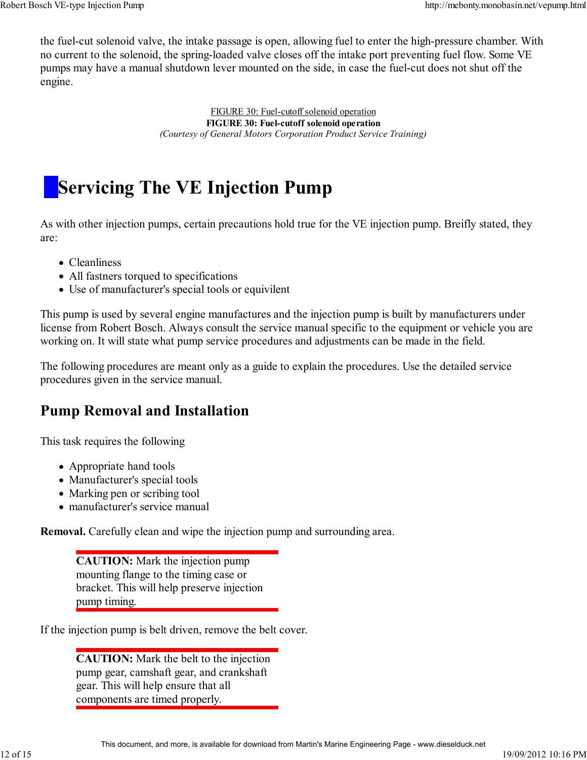the fuel-cut solenoid valve, the intake passage is open, allowing fuel to enter the high-pressure chamber. With no current to the solenoid, the spring-loaded valve closes off the intake port preventing fuel flow. Some VE pumps may have a manual shutdown lever mounted on the side, in case the fuel-cut does not shut off the engine.

FIGURE 30: Fuel-cutoff solenoid operation

**FIGURE 30: Fuel-cutoff solenoid operation**

*(Courtesy of General Motors Corporation Product Service Training)*

# Servicing The VE Injection Pump

As with other injection pumps, certain precautions hold true for the VE injection pump. Breifly stated, they are:

- Cleanliness
- All fastners torqued to specifications
- Use of manufacturer's special tools or equivilent

This pump is used by several engine manufactures and the injection pump is built by manufacturers under license from Robert Bosch. Always consult the service manual specific to the equipment or vehicle you are working on. It will state what pump service procedures and adjustments can be made in the field.

The following procedures are meant only as a guide to explain the procedures. Use the detailed service procedures given in the service manual.

## Pump Removal and Installation

This task requires the following

- Appropriate hand tools
- Manufacturer's special tools
- Marking pen or scribing tool
- manufacturer's service manual

**Removal.** Carefully clean and wipe the injection pump and surrounding area.

> **CAUTION:** Mark the injection pump mounting flange to the timing case or bracket. This will help preserve injection pump timing.

If the injection pump is belt driven, remove the belt cover.

> **CAUTION:** Mark the belt to the injection pump gear, camshaft gear, and crankshaft gear. This will help ensure that all components are timed properly.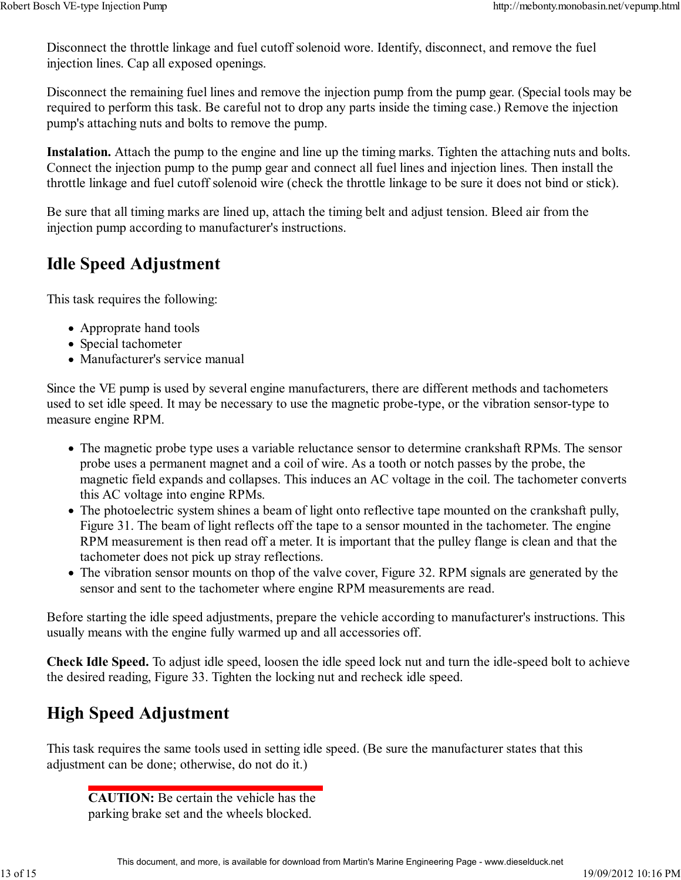Disconnect the throttle linkage and fuel cutoff solenoid wore. Identify, disconnect, and remove the fuel injection lines. Cap all exposed openings.

Disconnect the remaining fuel lines and remove the injection pump from the pump gear. (Special tools may be required to perform this task. Be careful not to drop any parts inside the timing case.) Remove the injection pump's attaching nuts and bolts to remove the pump.

**Instalation.** Attach the pump to the engine and line up the timing marks. Tighten the attaching nuts and bolts. Connect the injection pump to the pump gear and connect all fuel lines and injection lines. Then install the throttle linkage and fuel cutoff solenoid wire (check the throttle linkage to be sure it does not bind or stick).

Be sure that all timing marks are lined up, attach the timing belt and adjust tension. Bleed air from the injection pump according to manufacturer's instructions.

## Idle Speed Adjustment

This task requires the following:

- Approprate hand tools
- Special tachometer
- Manufacturer's service manual

Since the VE pump is used by several engine manufacturers, there are different methods and tachometers used to set idle speed. It may be necessary to use the magnetic probe-type, or the vibration sensor-type to measure engine RPM.

- The magnetic probe type uses a variable reluctance sensor to determine crankshaft RPMs. The sensor probe uses a permanent magnet and a coil of wire. As a tooth or notch passes by the probe, the magnetic field expands and collapses. This induces an AC voltage in the coil. The tachometer converts this AC voltage into engine RPMs.
- The photoelectric system shines a beam of light onto reflective tape mounted on the crankshaft pully, Figure 31. The beam of light reflects off the tape to a sensor mounted in the tachometer. The engine RPM measurement is then read off a meter. It is important that the pulley flange is clean and that the tachometer does not pick up stray reflections.
- The vibration sensor mounts on thop of the valve cover, Figure 32. RPM signals are generated by the sensor and sent to the tachometer where engine RPM measurements are read.

Before starting the idle speed adjustments, prepare the vehicle according to manufacturer's instructions. This usually means with the engine fully warmed up and all accessories off.

**Check Idle Speed.** To adjust idle speed, loosen the idle speed lock nut and turn the idle-speed bolt to achieve the desired reading, Figure 33. Tighten the locking nut and recheck idle speed.

## High Speed Adjustment

This task requires the same tools used in setting idle speed. (Be sure the manufacturer states that this adjustment can be done; otherwise, do not do it.)

**CAUTION:** Be certain the vehicle has the parking brake set and the wheels blocked.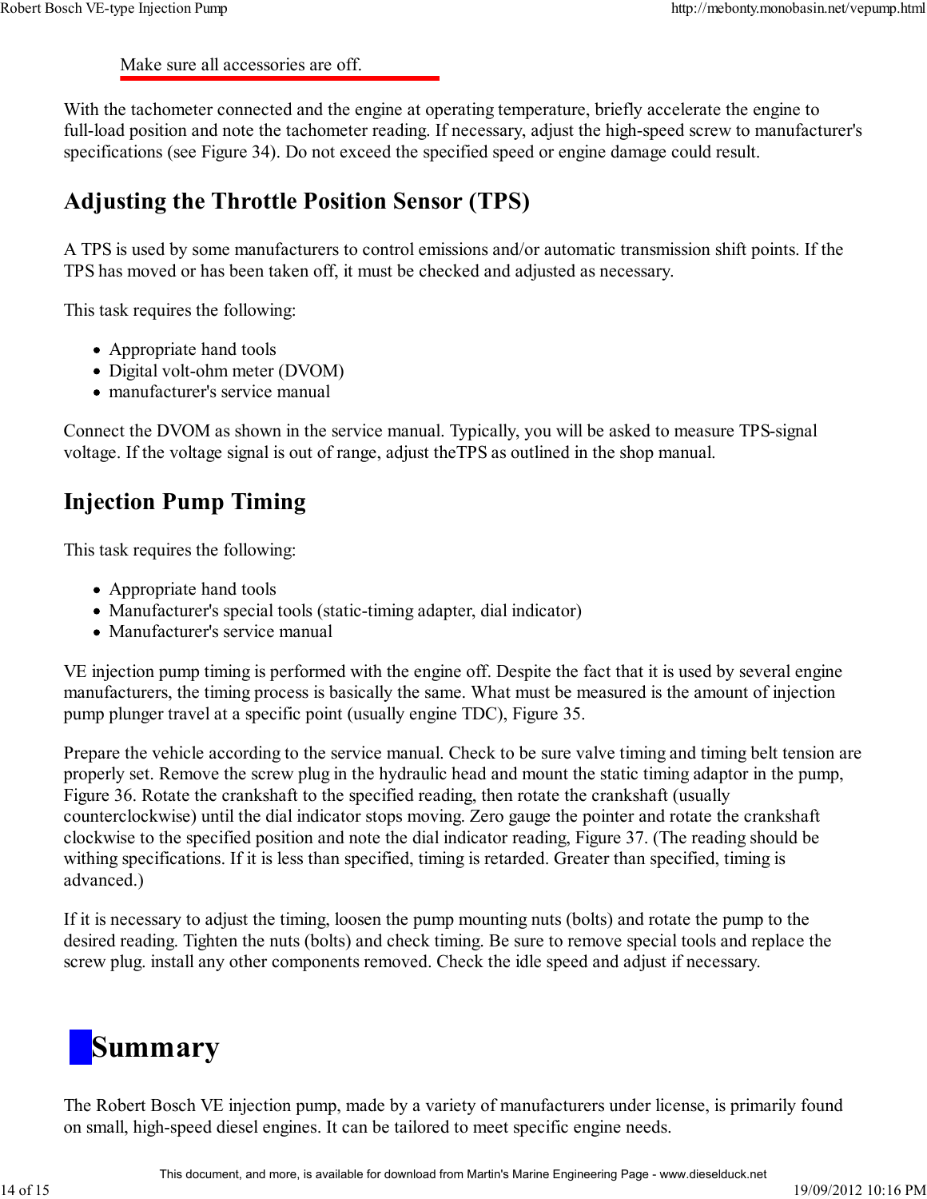Make sure all accessories are off.

With the tachometer connected and the engine at operating temperature, briefly accelerate the engine to full-load position and note the tachometer reading. If necessary, adjust the high-speed screw to manufacturer's specifications (see Figure 34). Do not exceed the specified speed or engine damage could result.

## Adjusting the Throttle Position Sensor (TPS)

A TPS is used by some manufacturers to control emissions and/or automatic transmission shift points. If the TPS has moved or has been taken off, it must be checked and adjusted as necessary.

This task requires the following:

- Appropriate hand tools
- Digital volt-ohm meter (DVOM)
- manufacturer's service manual

Connect the DVOM as shown in the service manual. Typically, you will be asked to measure TPS-signal voltage. If the voltage signal is out of range, adjust theTPS as outlined in the shop manual.

## Injection Pump Timing

This task requires the following:

- Appropriate hand tools
- Manufacturer's special tools (static-timing adapter, dial indicator)
- Manufacturer's service manual

VE injection pump timing is performed with the engine off. Despite the fact that it is used by several engine manufacturers, the timing process is basically the same. What must be measured is the amount of injection pump plunger travel at a specific point (usually engine TDC), Figure 35.

Prepare the vehicle according to the service manual. Check to be sure valve timing and timing belt tension are properly set. Remove the screw plug in the hydraulic head and mount the static timing adaptor in the pump, Figure 36. Rotate the crankshaft to the specified reading, then rotate the crankshaft (usually counterclockwise) until the dial indicator stops moving. Zero gauge the pointer and rotate the crankshaft clockwise to the specified position and note the dial indicator reading, Figure 37. (The reading should be withing specifications. If it is less than specified, timing is retarded. Greater than specified, timing is advanced.)

If it is necessary to adjust the timing, loosen the pump mounting nuts (bolts) and rotate the pump to the desired reading. Tighten the nuts (bolts) and check timing. Be sure to remove special tools and replace the screw plug. install any other components removed. Check the idle speed and adjust if necessary.

# Summary

The Robert Bosch VE injection pump, made by a variety of manufacturers under license, is primarily found on small, high-speed diesel engines. It can be tailored to meet specific engine needs.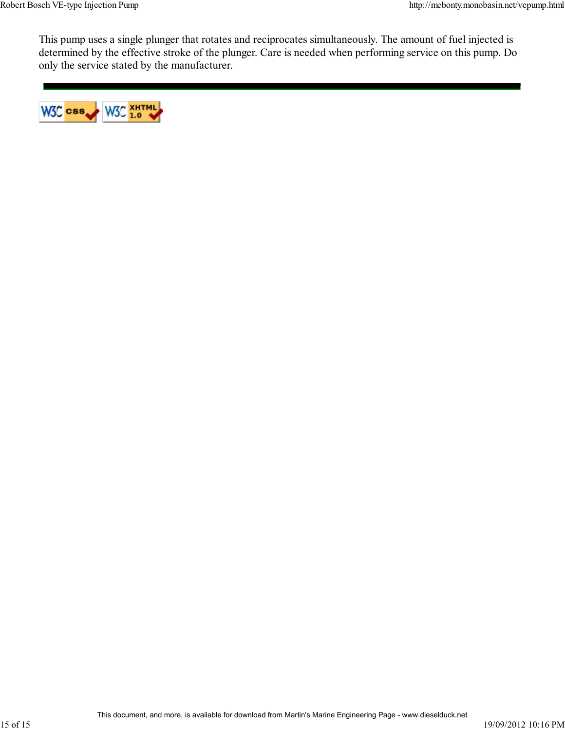This pump uses a single plunger that rotates and reciprocates simultaneously. The amount of fuel injected is determined by the effective stroke of the plunger. Care is needed when performing service on this pump. Do only the service stated by the manufacturer.

---